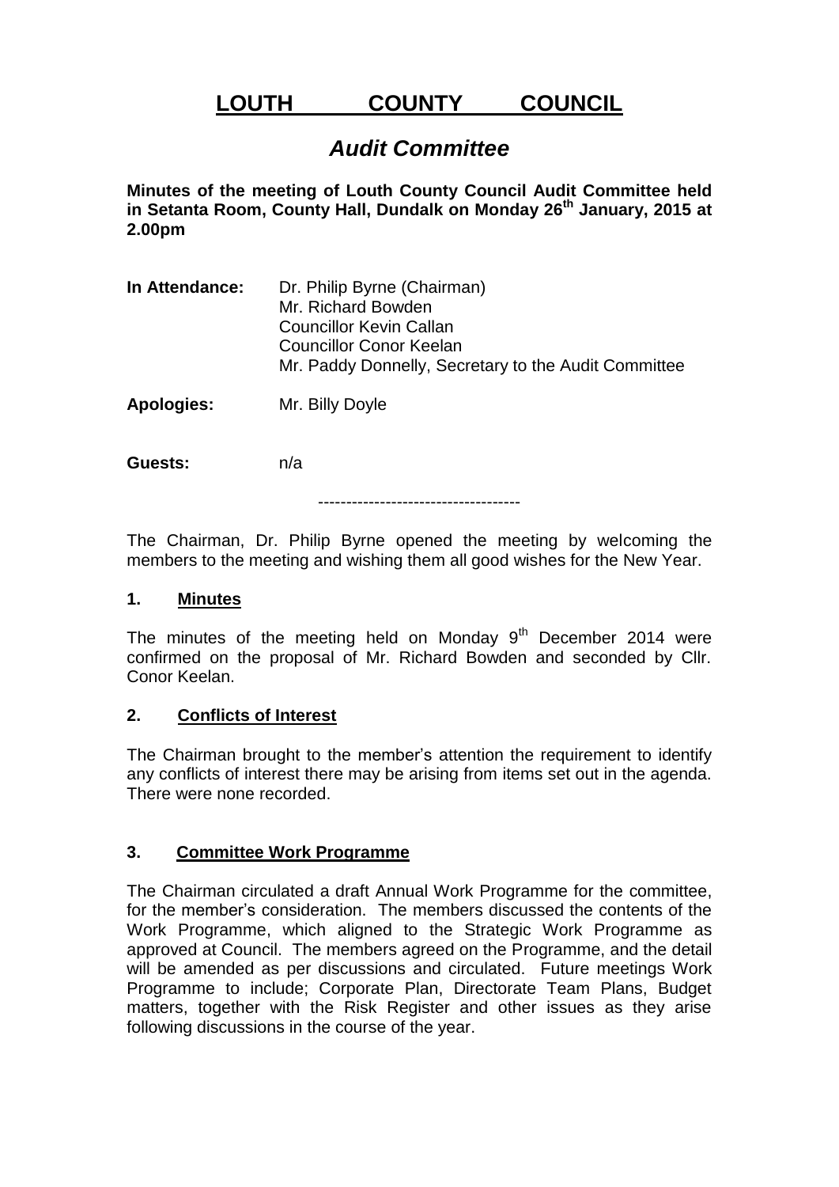# LOUTH COUNTY COUNCIL

## *Audit Committee*

**Minutes of the meeting of Louth County Council Audit Committee held in Setanta Room, County Hall, Dundalk on Monday 26th January, 2015 at 2.00pm**

**In Attendance:** Dr. Philip Byrne (Chairman)
Mr. Richard Bowden
Councillor Kevin Callan
Councillor Conor Keelan
Mr. Paddy Donnelly, Secretary to the Audit Committee

**Apologies:** Mr. Billy Doyle

**Guests:** n/a

------------------------------------

The Chairman, Dr. Philip Byrne opened the meeting by welcoming the members to the meeting and wishing them all good wishes for the New Year.

### 1. Minutes

The minutes of the meeting held on Monday 9th December 2014 were confirmed on the proposal of Mr. Richard Bowden and seconded by Cllr. Conor Keelan.

### 2. Conflicts of Interest

The Chairman brought to the member's attention the requirement to identify any conflicts of interest there may be arising from items set out in the agenda. There were none recorded.

### 3. Committee Work Programme

The Chairman circulated a draft Annual Work Programme for the committee, for the member's consideration. The members discussed the contents of the Work Programme, which aligned to the Strategic Work Programme as approved at Council. The members agreed on the Programme, and the detail will be amended as per discussions and circulated. Future meetings Work Programme to include; Corporate Plan, Directorate Team Plans, Budget matters, together with the Risk Register and other issues as they arise following discussions in the course of the year.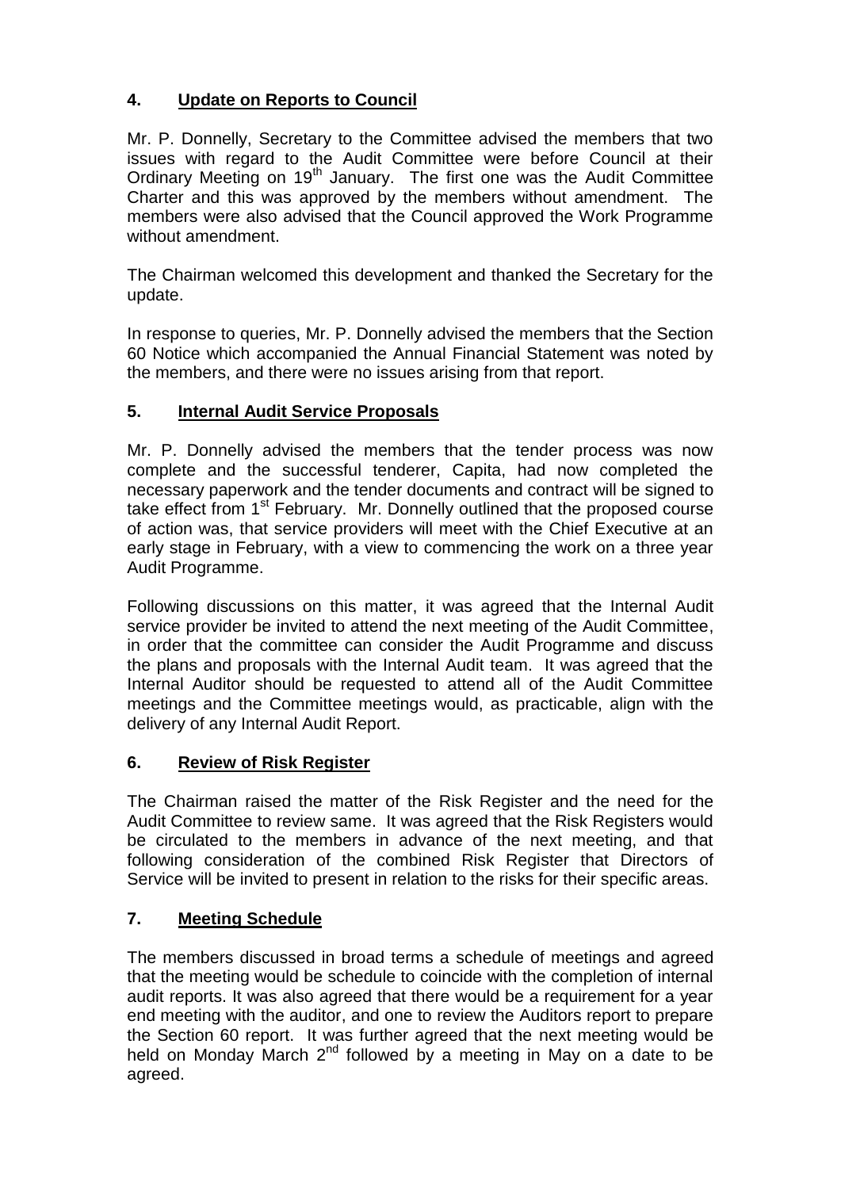## 4. Update on Reports to Council

Mr. P. Donnelly, Secretary to the Committee advised the members that two issues with regard to the Audit Committee were before Council at their Ordinary Meeting on 19th January. The first one was the Audit Committee Charter and this was approved by the members without amendment. The members were also advised that the Council approved the Work Programme without amendment.

The Chairman welcomed this development and thanked the Secretary for the update.

In response to queries, Mr. P. Donnelly advised the members that the Section 60 Notice which accompanied the Annual Financial Statement was noted by the members, and there were no issues arising from that report.

## 5. Internal Audit Service Proposals

Mr. P. Donnelly advised the members that the tender process was now complete and the successful tenderer, Capita, had now completed the necessary paperwork and the tender documents and contract will be signed to take effect from 1st February. Mr. Donnelly outlined that the proposed course of action was, that service providers will meet with the Chief Executive at an early stage in February, with a view to commencing the work on a three year Audit Programme.

Following discussions on this matter, it was agreed that the Internal Audit service provider be invited to attend the next meeting of the Audit Committee, in order that the committee can consider the Audit Programme and discuss the plans and proposals with the Internal Audit team. It was agreed that the Internal Auditor should be requested to attend all of the Audit Committee meetings and the Committee meetings would, as practicable, align with the delivery of any Internal Audit Report.

## 6. Review of Risk Register

The Chairman raised the matter of the Risk Register and the need for the Audit Committee to review same. It was agreed that the Risk Registers would be circulated to the members in advance of the next meeting, and that following consideration of the combined Risk Register that Directors of Service will be invited to present in relation to the risks for their specific areas.

## 7. Meeting Schedule

The members discussed in broad terms a schedule of meetings and agreed that the meeting would be schedule to coincide with the completion of internal audit reports. It was also agreed that there would be a requirement for a year end meeting with the auditor, and one to review the Auditors report to prepare the Section 60 report. It was further agreed that the next meeting would be held on Monday March 2nd followed by a meeting in May on a date to be agreed.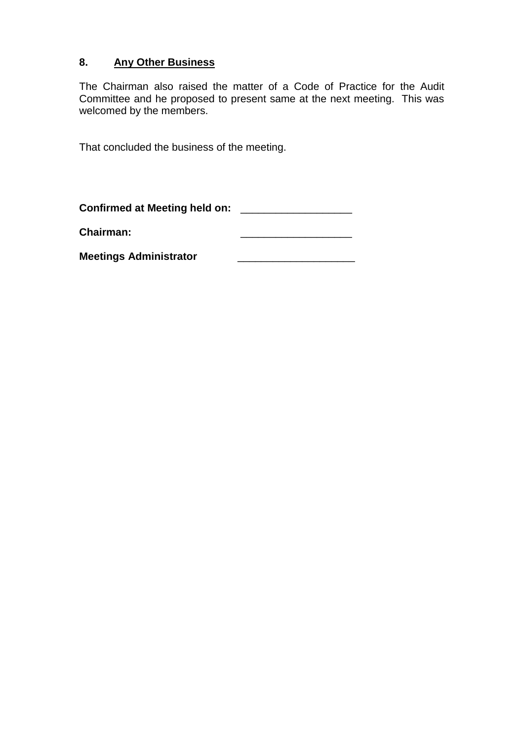## 8. Any Other Business

The Chairman also raised the matter of a Code of Practice for the Audit Committee and he proposed to present same at the next meeting. This was welcomed by the members.

That concluded the business of the meeting.

**Confirmed at Meeting held on:** ___________________

**Chairman:** ___________________

**Meetings Administrator** ____________________